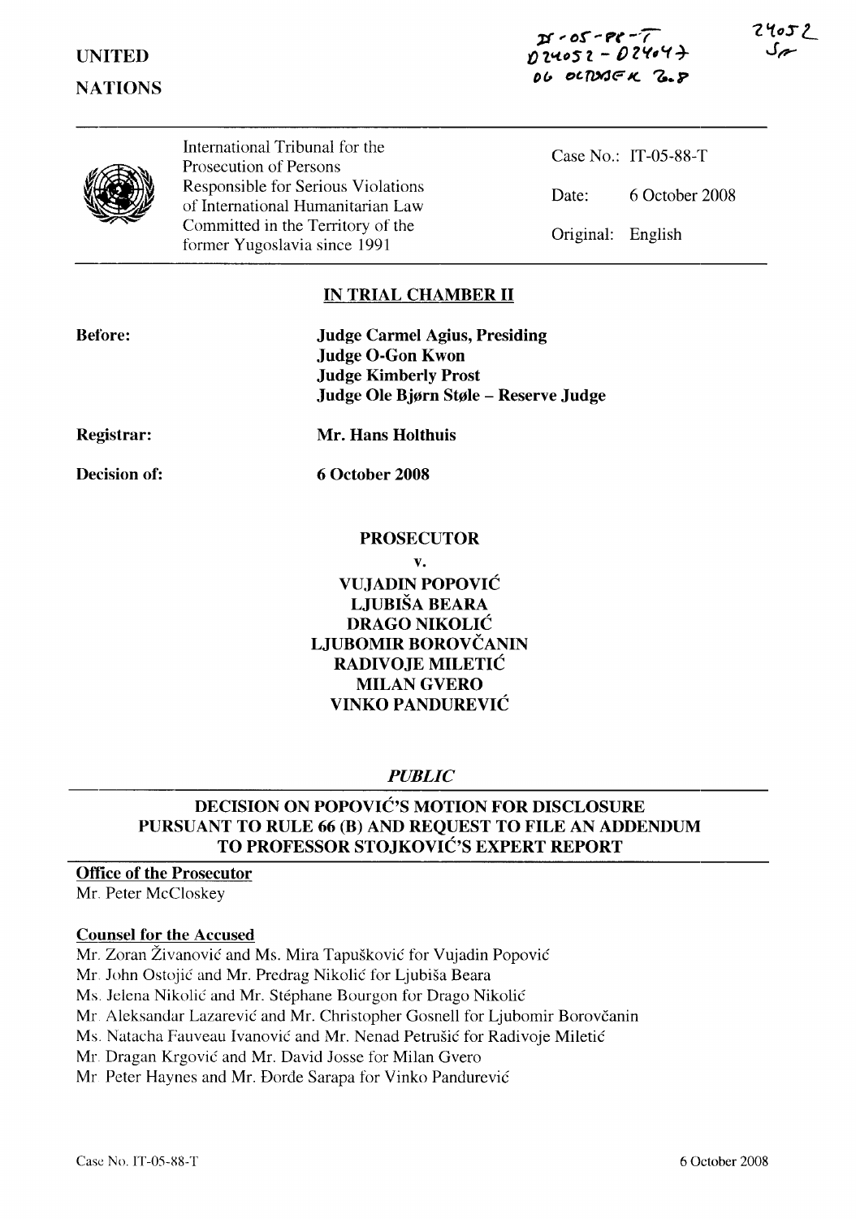UNITED NATIONS

IT-05-88-T
D24052 - D24047
06 OCTOBER 2008

24052
SF

International Tribunal for the Prosecution of Persons Responsible for Serious Violations of International Humanitarian Law Committed in the Territory of the former Yugoslavia since 1991

Case No.: IT-05-88-T

Date: 6 October 2008

Original: English

## IN TRIAL CHAMBER II

**Before:**

**Judge Carmel Agius, Presiding**
**Judge O-Gon Kwon**
**Judge Kimberly Prost**
**Judge Ole Bjørn Støle – Reserve Judge**

**Registrar:** **Mr. Hans Holthuis**

**Decision of:** **6 October 2008**

**PROSECUTOR**

**v.**

**VUJADIN POPOVIĆ**
**LJUBIŠA BEARA**
**DRAGO NIKOLIĆ**
**LJUBOMIR BOROVČANIN**
**RADIVOJE MILETIĆ**
**MILAN GVERO**
**VINKO PANDUREVIĆ**

*PUBLIC*

## DECISION ON POPOVIĆ'S MOTION FOR DISCLOSURE PURSUANT TO RULE 66 (B) AND REQUEST TO FILE AN ADDENDUM TO PROFESSOR STOJKOVIĆ'S EXPERT REPORT

**Office of the Prosecutor**
Mr. Peter McCloskey

**Counsel for the Accused**
Mr. Zoran Živanović and Ms. Mira Tapušković for Vujadin Popović
Mr. John Ostojić and Mr. Predrag Nikolić for Ljubiša Beara
Ms. Jelena Nikolić and Mr. Stéphane Bourgon for Drago Nikolić
Mr. Aleksandar Lazarević and Mr. Christopher Gosnell for Ljubomir Borovčanin
Ms. Natacha Fauveau Ivanović and Mr. Nenad Petrušić for Radivoje Miletić
Mr. Dragan Krgović and Mr. David Josse for Milan Gvero
Mr. Peter Haynes and Mr. Đorđe Sarapa for Vinko Pandurević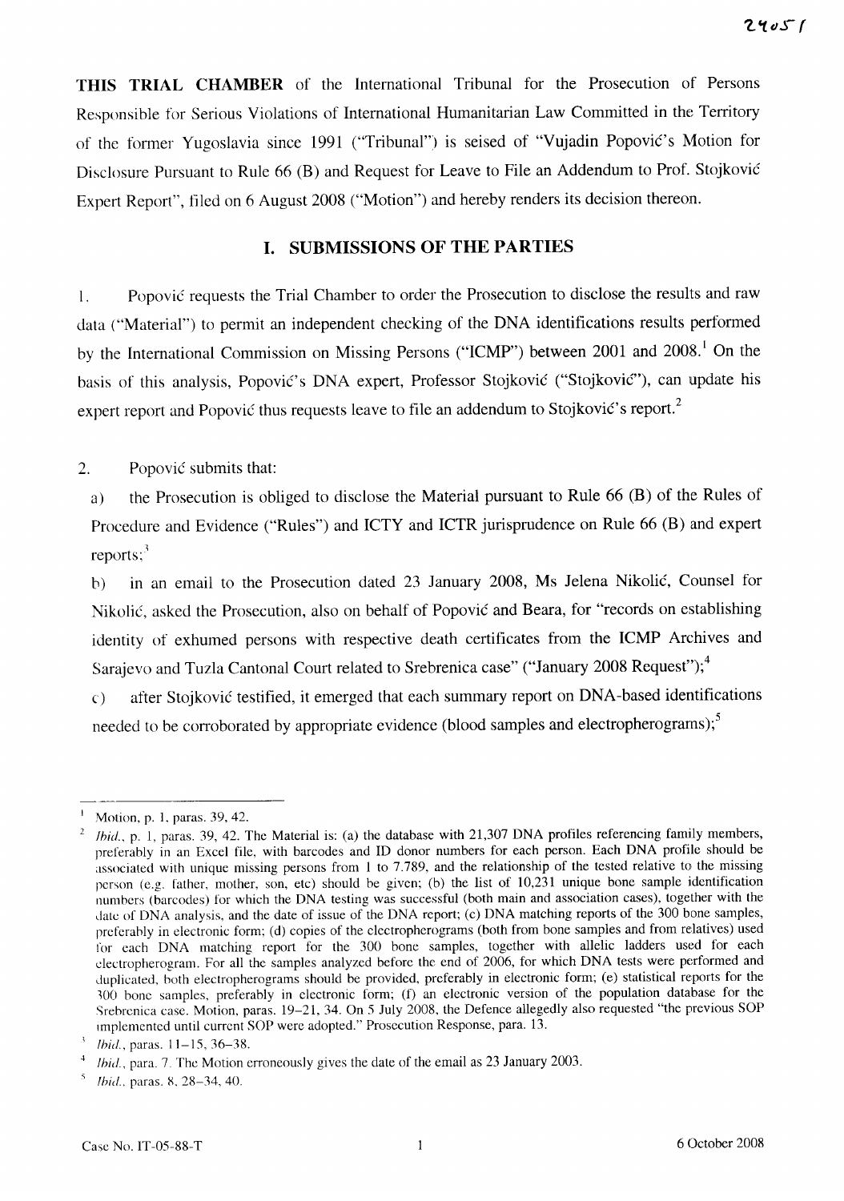**THIS TRIAL CHAMBER** of the International Tribunal for the Prosecution of Persons Responsible for Serious Violations of International Humanitarian Law Committed in the Territory of the former Yugoslavia since 1991 ("Tribunal") is seised of "Vujadin Popović's Motion for Disclosure Pursuant to Rule 66 (B) and Request for Leave to File an Addendum to Prof. Stojković Expert Report", filed on 6 August 2008 ("Motion") and hereby renders its decision thereon.

## I. SUBMISSIONS OF THE PARTIES

1. Popović requests the Trial Chamber to order the Prosecution to disclose the results and raw data ("Material") to permit an independent checking of the DNA identifications results performed by the International Commission on Missing Persons ("ICMP") between 2001 and 2008.[1] On the basis of this analysis, Popović's DNA expert, Professor Stojković ("Stojković"), can update his expert report and Popović thus requests leave to file an addendum to Stojković's report.[2]

2. Popović submits that:

a) the Prosecution is obliged to disclose the Material pursuant to Rule 66 (B) of the Rules of Procedure and Evidence ("Rules") and ICTY and ICTR jurisprudence on Rule 66 (B) and expert reports;[3]

b) in an email to the Prosecution dated 23 January 2008, Ms Jelena Nikolić, Counsel for Nikolić, asked the Prosecution, also on behalf of Popović and Beara, for "records on establishing identity of exhumed persons with respective death certificates from the ICMP Archives and Sarajevo and Tuzla Cantonal Court related to Srebrenica case" ("January 2008 Request");[4]

c) after Stojković testified, it emerged that each summary report on DNA-based identifications needed to be corroborated by appropriate evidence (blood samples and electropherograms);[5]

---

[1] Motion, p. 1, paras. 39, 42.

[2] *Ibid.*, p. 1, paras. 39, 42. The Material is: (a) the database with 21,307 DNA profiles referencing family members, preferably in an Excel file, with barcodes and ID donor numbers for each person. Each DNA profile should be associated with unique missing persons from 1 to 7.789, and the relationship of the tested relative to the missing person (e.g. father, mother, son, etc) should be given; (b) the list of 10,231 unique bone sample identification numbers (barcodes) for which the DNA testing was successful (both main and association cases), together with the date of DNA analysis, and the date of issue of the DNA report; (c) DNA matching reports of the 300 bone samples, preferably in electronic form; (d) copies of the electropherograms (both from bone samples and from relatives) used for each DNA matching report for the 300 bone samples, together with allelic ladders used for each electropherogram. For all the samples analyzed before the end of 2006, for which DNA tests were performed and duplicated, both electropherograms should be provided, preferably in electronic form; (e) statistical reports for the 300 bone samples, preferably in electronic form; (f) an electronic version of the population database for the Srebrenica case. Motion, paras. 19–21, 34. On 5 July 2008, the Defence allegedly also requested "the previous SOP implemented until current SOP were adopted." Prosecution Response, para. 13.

[3] *Ibid.*, paras. 11–15, 36–38.

[4] *Ibid.*, para. 7. The Motion erroneously gives the date of the email as 23 January 2003.

[5] *Ibid.*, paras. 8, 28–34, 40.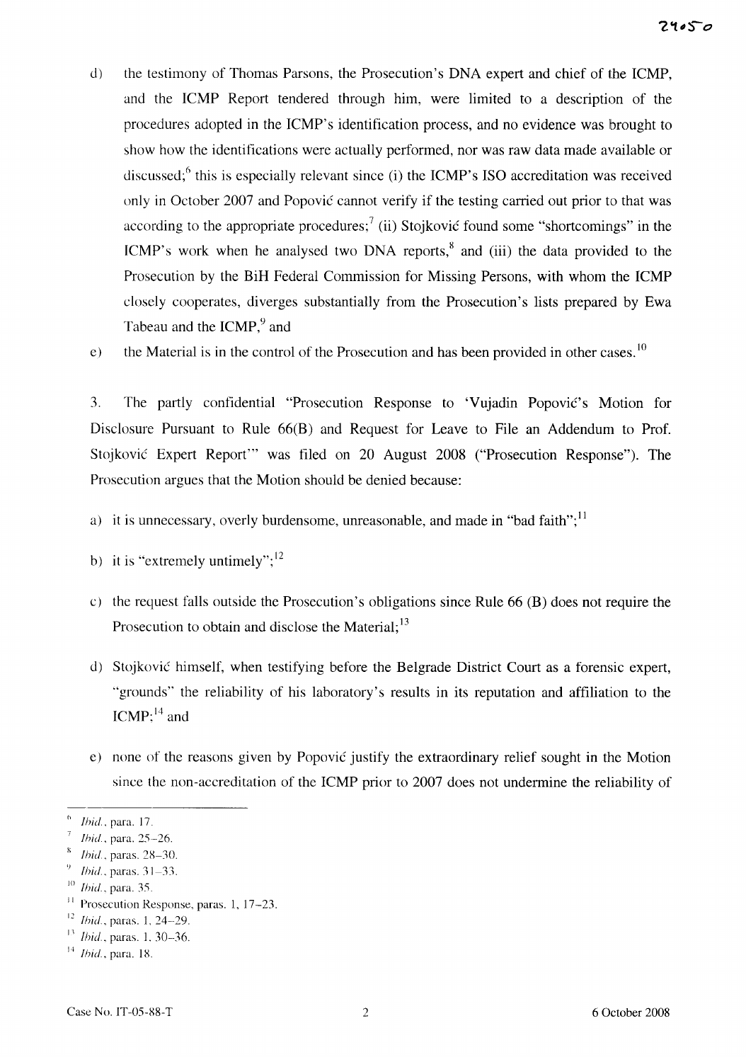d) the testimony of Thomas Parsons, the Prosecution's DNA expert and chief of the ICMP, and the ICMP Report tendered through him, were limited to a description of the procedures adopted in the ICMP's identification process, and no evidence was brought to show how the identifications were actually performed, nor was raw data made available or discussed;[6] this is especially relevant since (i) the ICMP's ISO accreditation was received only in October 2007 and Popović cannot verify if the testing carried out prior to that was according to the appropriate procedures;[7] (ii) Stojković found some "shortcomings" in the ICMP's work when he analysed two DNA reports,[8] and (iii) the data provided to the Prosecution by the BiH Federal Commission for Missing Persons, with whom the ICMP closely cooperates, diverges substantially from the Prosecution's lists prepared by Ewa Tabeau and the ICMP,[9] and

e) the Material is in the control of the Prosecution and has been provided in other cases.[10]

3. The partly confidential "Prosecution Response to 'Vujadin Popović's Motion for Disclosure Pursuant to Rule 66(B) and Request for Leave to File an Addendum to Prof. Stojković Expert Report'" was filed on 20 August 2008 ("Prosecution Response"). The Prosecution argues that the Motion should be denied because:

a) it is unnecessary, overly burdensome, unreasonable, and made in "bad faith";[11]

b) it is "extremely untimely";[12]

c) the request falls outside the Prosecution's obligations since Rule 66 (B) does not require the Prosecution to obtain and disclose the Material;[13]

d) Stojković himself, when testifying before the Belgrade District Court as a forensic expert, "grounds" the reliability of his laboratory's results in its reputation and affiliation to the ICMP;[14] and

e) none of the reasons given by Popović justify the extraordinary relief sought in the Motion since the non-accreditation of the ICMP prior to 2007 does not undermine the reliability of

---

[6] *Ibid.*, para. 17.
[7] *Ibid.*, para. 25–26.
[8] *Ibid.*, paras. 28–30.
[9] *Ibid.*, paras. 31–33.
[10] *Ibid.*, para. 35.
[11] Prosecution Response, paras. 1, 17–23.
[12] *Ibid.*, paras. 1, 24–29.
[13] *Ibid.*, paras. 1, 30–36.
[14] *Ibid.*, para. 18.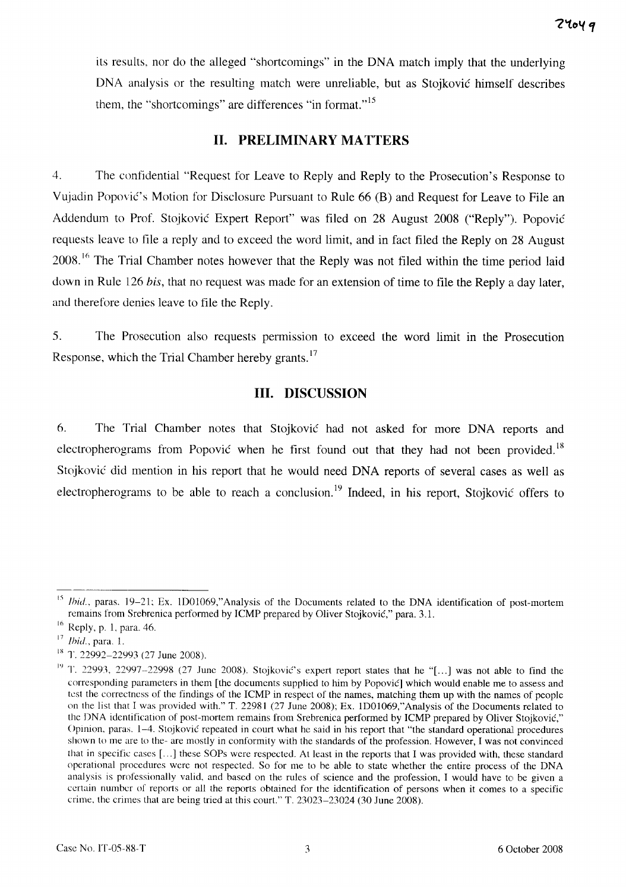its results, nor do the alleged "shortcomings" in the DNA match imply that the underlying DNA analysis or the resulting match were unreliable, but as Stojković himself describes them, the "shortcomings" are differences "in format."[15]

## II. PRELIMINARY MATTERS

4. The confidential "Request for Leave to Reply and Reply to the Prosecution's Response to Vujadin Popović's Motion for Disclosure Pursuant to Rule 66 (B) and Request for Leave to File an Addendum to Prof. Stojković Expert Report" was filed on 28 August 2008 ("Reply"). Popović requests leave to file a reply and to exceed the word limit, and in fact filed the Reply on 28 August 2008.[16] The Trial Chamber notes however that the Reply was not filed within the time period laid down in Rule 126 *bis*, that no request was made for an extension of time to file the Reply a day later, and therefore denies leave to file the Reply.

5. The Prosecution also requests permission to exceed the word limit in the Prosecution Response, which the Trial Chamber hereby grants.[17]

## III. DISCUSSION

6. The Trial Chamber notes that Stojković had not asked for more DNA reports and electropherograms from Popović when he first found out that they had not been provided.[18] Stojković did mention in his report that he would need DNA reports of several cases as well as electropherograms to be able to reach a conclusion.[19] Indeed, in his report, Stojković offers to

---

[15] *Ibid.*, paras. 19–21; Ex. 1D01069,"Analysis of the Documents related to the DNA identification of post-mortem remains from Srebrenica performed by ICMP prepared by Oliver Stojković," para. 3.1.

[16] Reply, p. 1, para. 46.

[17] *Ibid.*, para. 1.

[18] T. 22992–22993 (27 June 2008).

[19] T. 22993, 22997–22998 (27 June 2008). Stojković's expert report states that he "[...] was not able to find the corresponding parameters in them [the documents supplied to him by Popović] which would enable me to assess and test the correctness of the findings of the ICMP in respect of the names, matching them up with the names of people on the list that I was provided with." T. 22981 (27 June 2008); Ex. 1D01069,"Analysis of the Documents related to the DNA identification of post-mortem remains from Srebrenica performed by ICMP prepared by Oliver Stojković," Opinion, paras. 1–4. Stojković repeated in court what he said in his report that "the standard operational procedures shown to me are to the- are mostly in conformity with the standards of the profession. However, I was not convinced that in specific cases [...] these SOPs were respected. At least in the reports that I was provided with, these standard operational procedures were not respected. So for me to be able to state whether the entire process of the DNA analysis is professionally valid, and based on the rules of science and the profession, I would have to be given a certain number of reports or all the reports obtained for the identification of persons when it comes to a specific crime, the crimes that are being tried at this court." T. 23023–23024 (30 June 2008).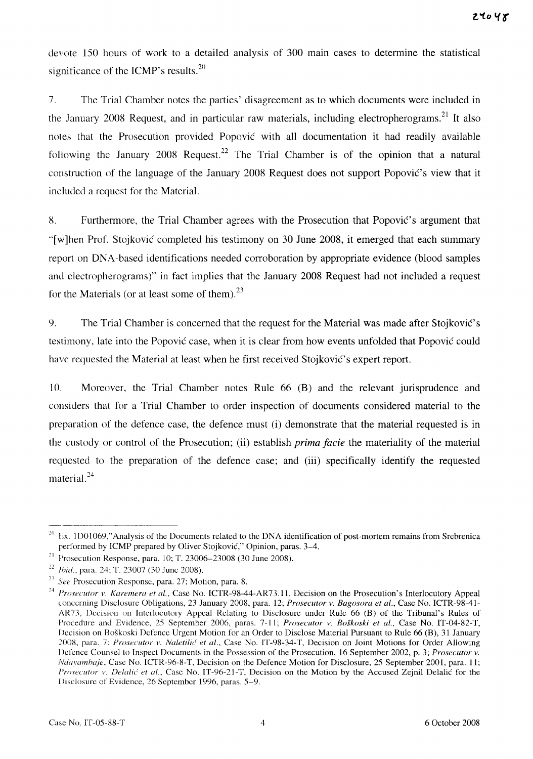devote 150 hours of work to a detailed analysis of 300 main cases to determine the statistical significance of the ICMP's results.[20]

7. The Trial Chamber notes the parties' disagreement as to which documents were included in the January 2008 Request, and in particular raw materials, including electropherograms.[21] It also notes that the Prosecution provided Popović with all documentation it had readily available following the January 2008 Request.[22] The Trial Chamber is of the opinion that a natural construction of the language of the January 2008 Request does not support Popović's view that it included a request for the Material.

8. Furthermore, the Trial Chamber agrees with the Prosecution that Popović's argument that "[w]hen Prof. Stojković completed his testimony on 30 June 2008, it emerged that each summary report on DNA-based identifications needed corroboration by appropriate evidence (blood samples and electropherograms)" in fact implies that the January 2008 Request had not included a request for the Materials (or at least some of them).[23]

9. The Trial Chamber is concerned that the request for the Material was made after Stojković's testimony, late into the Popović case, when it is clear from how events unfolded that Popović could have requested the Material at least when he first received Stojković's expert report.

10. Moreover, the Trial Chamber notes Rule 66 (B) and the relevant jurisprudence and considers that for a Trial Chamber to order inspection of documents considered material to the preparation of the defence case, the defence must (i) demonstrate that the material requested is in the custody or control of the Prosecution; (ii) establish *prima facie* the materiality of the material requested to the preparation of the defence case; and (iii) specifically identify the requested material.[24]

---

[20] Ex. 1D01069,"Analysis of the Documents related to the DNA identification of post-mortem remains from Srebrenica performed by ICMP prepared by Oliver Stojković," Opinion, paras. 3–4.

[21] Prosecution Response, para. 10; T. 23006–23008 (30 June 2008).

[22] *Ibid.*, para. 24; T. 23007 (30 June 2008).

[23] *See* Prosecution Response, para. 27; Motion, para. 8.

[24] *Prosecutor v. Karemera et al.*, Case No. ICTR-98-44-AR73.11, Decision on the Prosecution's Interlocutory Appeal concerning Disclosure Obligations, 23 January 2008, para. 12; *Prosecutor v. Bagosora et al.*, Case No. ICTR-98-41-AR73, Decision on Interlocutory Appeal Relating to Disclosure under Rule 66 (B) of the Tribunal's Rules of Procedure and Evidence, 25 September 2006, paras. 7-11; *Prosecutor v. Boškoski et al.*, Case No. IT-04-82-T, Decision on Boškoski Defence Urgent Motion for an Order to Disclose Material Pursuant to Rule 66 (B), 31 January 2008, para. 7; *Prosecutor v. Naletilić et al.*, Case No. IT-98-34-T, Decision on Joint Motions for Order Allowing Defence Counsel to Inspect Documents in the Possession of the Prosecution, 16 September 2002, p. 3; *Prosecutor v. Ndayambaje*, Case No. ICTR-96-8-T, Decision on the Defence Motion for Disclosure, 25 September 2001, para. 11; *Prosecutor v. Delalić et al.*, Case No. IT-96-21-T, Decision on the Motion by the Accused Zejnil Delalić for the Disclosure of Evidence, 26 September 1996, paras. 5–9.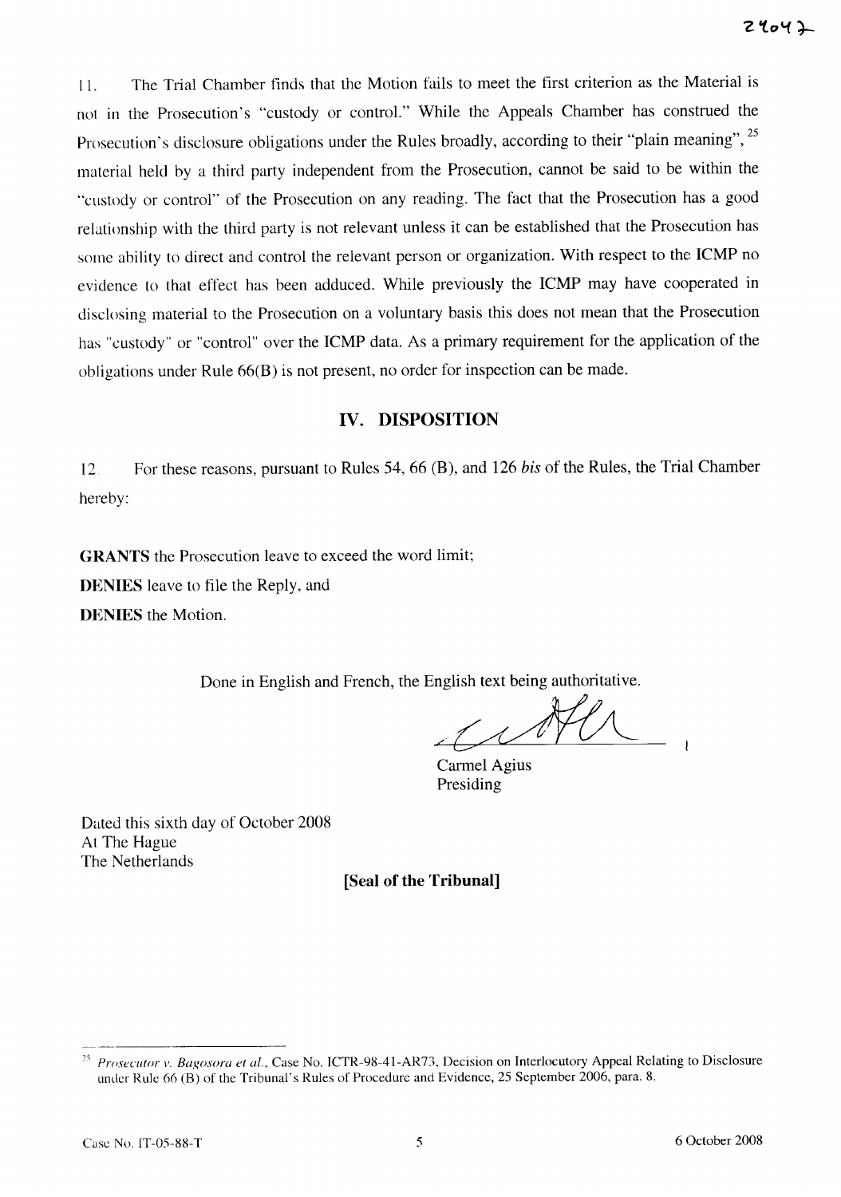11. The Trial Chamber finds that the Motion fails to meet the first criterion as the Material is not in the Prosecution's "custody or control." While the Appeals Chamber has construed the Prosecution's disclosure obligations under the Rules broadly, according to their "plain meaning",[25] material held by a third party independent from the Prosecution, cannot be said to be within the "custody or control" of the Prosecution on any reading. The fact that the Prosecution has a good relationship with the third party is not relevant unless it can be established that the Prosecution has some ability to direct and control the relevant person or organization. With respect to the ICMP no evidence to that effect has been adduced. While previously the ICMP may have cooperated in disclosing material to the Prosecution on a voluntary basis this does not mean that the Prosecution has "custody" or "control" over the ICMP data. As a primary requirement for the application of the obligations under Rule 66(B) is not present, no order for inspection can be made.

## IV. DISPOSITION

12. For these reasons, pursuant to Rules 54, 66 (B), and 126 *bis* of the Rules, the Trial Chamber hereby:

**GRANTS** the Prosecution leave to exceed the word limit;

**DENIES** leave to file the Reply, and

**DENIES** the Motion.

Done in English and French, the English text being authoritative.

Carmel Agius
Presiding

Dated this sixth day of October 2008
At The Hague
The Netherlands

**[Seal of the Tribunal]**

---

[25] *Prosecutor v. Bagosora et al.*, Case No. ICTR-98-41-AR73, Decision on Interlocutory Appeal Relating to Disclosure under Rule 66 (B) of the Tribunal's Rules of Procedure and Evidence, 25 September 2006, para. 8.